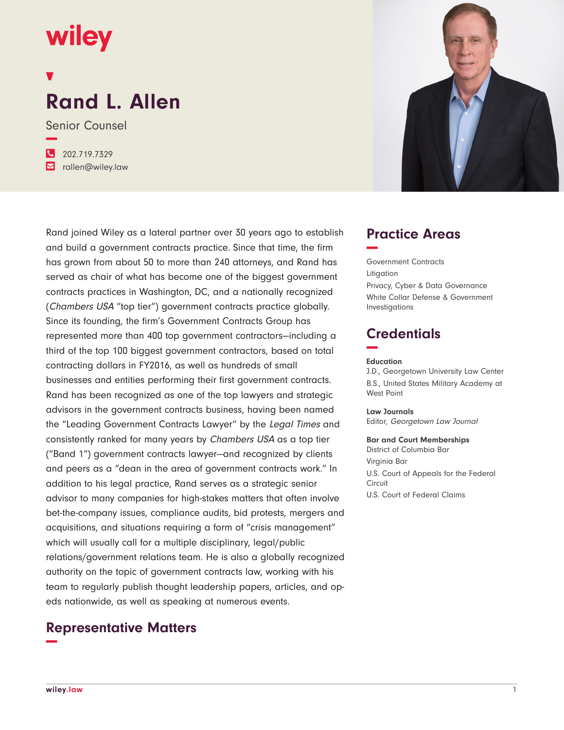wiley

# Rand L. Allen

Senior Counsel

202.719.7329
rallen@wiley.law

Rand joined Wiley as a lateral partner over 30 years ago to establish and build a government contracts practice. Since that time, the firm has grown from about 50 to more than 240 attorneys, and Rand has served as chair of what has become one of the biggest government contracts practices in Washington, DC, and a nationally recognized (*Chambers USA* "top tier") government contracts practice globally. Since its founding, the firm's Government Contracts Group has represented more than 400 top government contractors—including a third of the top 100 biggest government contractors, based on total contracting dollars in FY2016, as well as hundreds of small businesses and entities performing their first government contracts. Rand has been recognized as one of the top lawyers and strategic advisors in the government contracts business, having been named the "Leading Government Contracts Lawyer" by the *Legal Times* and consistently ranked for many years by *Chambers USA* as a top tier ("Band 1") government contracts lawyer—and recognized by clients and peers as a "dean in the area of government contracts work." In addition to his legal practice, Rand serves as a strategic senior advisor to many companies for high-stakes matters that often involve bet-the-company issues, compliance audits, bid protests, mergers and acquisitions, and situations requiring a form of "crisis management" which will usually call for a multiple disciplinary, legal/public relations/government relations team. He is also a globally recognized authority on the topic of government contracts law, working with his team to regularly publish thought leadership papers, articles, and op-eds nationwide, as well as speaking at numerous events.

## Representative Matters

## Practice Areas

Government Contracts
Litigation
Privacy, Cyber & Data Governance
White Collar Defense & Government Investigations

## Credentials

**Education**
J.D., Georgetown University Law Center
B.S., United States Military Academy at West Point

**Law Journals**
Editor, *Georgetown Law Journal*

**Bar and Court Memberships**
District of Columbia Bar
Virginia Bar
U.S. Court of Appeals for the Federal Circuit
U.S. Court of Federal Claims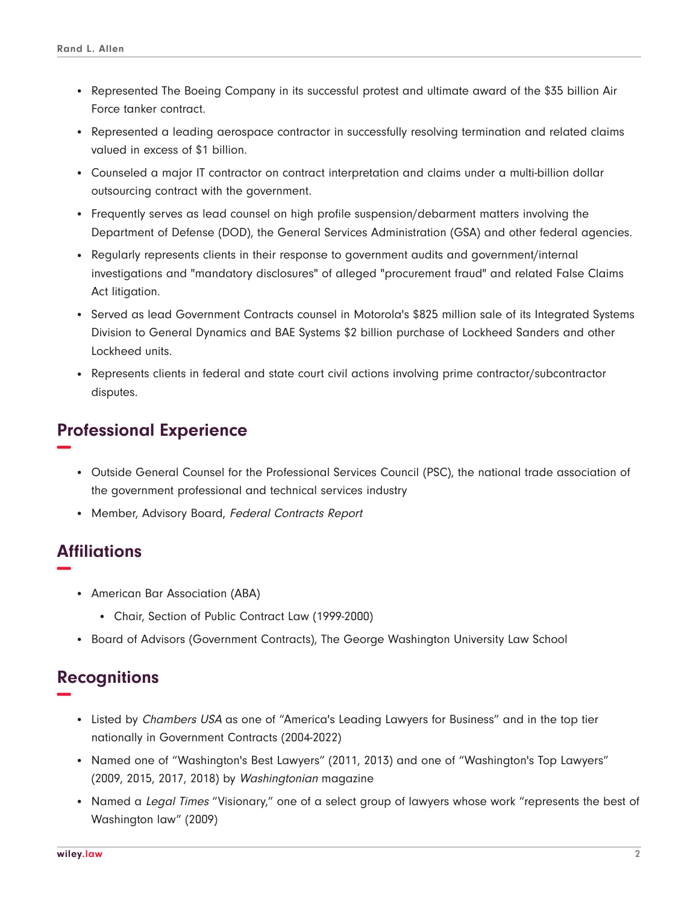- Represented The Boeing Company in its successful protest and ultimate award of the $35 billion Air Force tanker contract.
- Represented a leading aerospace contractor in successfully resolving termination and related claims valued in excess of $1 billion.
- Counseled a major IT contractor on contract interpretation and claims under a multi-billion dollar outsourcing contract with the government.
- Frequently serves as lead counsel on high profile suspension/debarment matters involving the Department of Defense (DOD), the General Services Administration (GSA) and other federal agencies.
- Regularly represents clients in their response to government audits and government/internal investigations and "mandatory disclosures" of alleged "procurement fraud" and related False Claims Act litigation.
- Served as lead Government Contracts counsel in Motorola's $825 million sale of its Integrated Systems Division to General Dynamics and BAE Systems $2 billion purchase of Lockheed Sanders and other Lockheed units.
- Represents clients in federal and state court civil actions involving prime contractor/subcontractor disputes.

## Professional Experience

- Outside General Counsel for the Professional Services Council (PSC), the national trade association of the government professional and technical services industry
- Member, Advisory Board, *Federal Contracts Report*

## Affiliations

- American Bar Association (ABA)
  - Chair, Section of Public Contract Law (1999-2000)
- Board of Advisors (Government Contracts), The George Washington University Law School

## Recognitions

- Listed by *Chambers USA* as one of "America's Leading Lawyers for Business" and in the top tier nationally in Government Contracts (2004-2022)
- Named one of "Washington's Best Lawyers" (2011, 2013) and one of "Washington's Top Lawyers" (2009, 2015, 2017, 2018) by *Washingtonian* magazine
- Named a *Legal Times* "Visionary," one of a select group of lawyers whose work "represents the best of Washington law" (2009)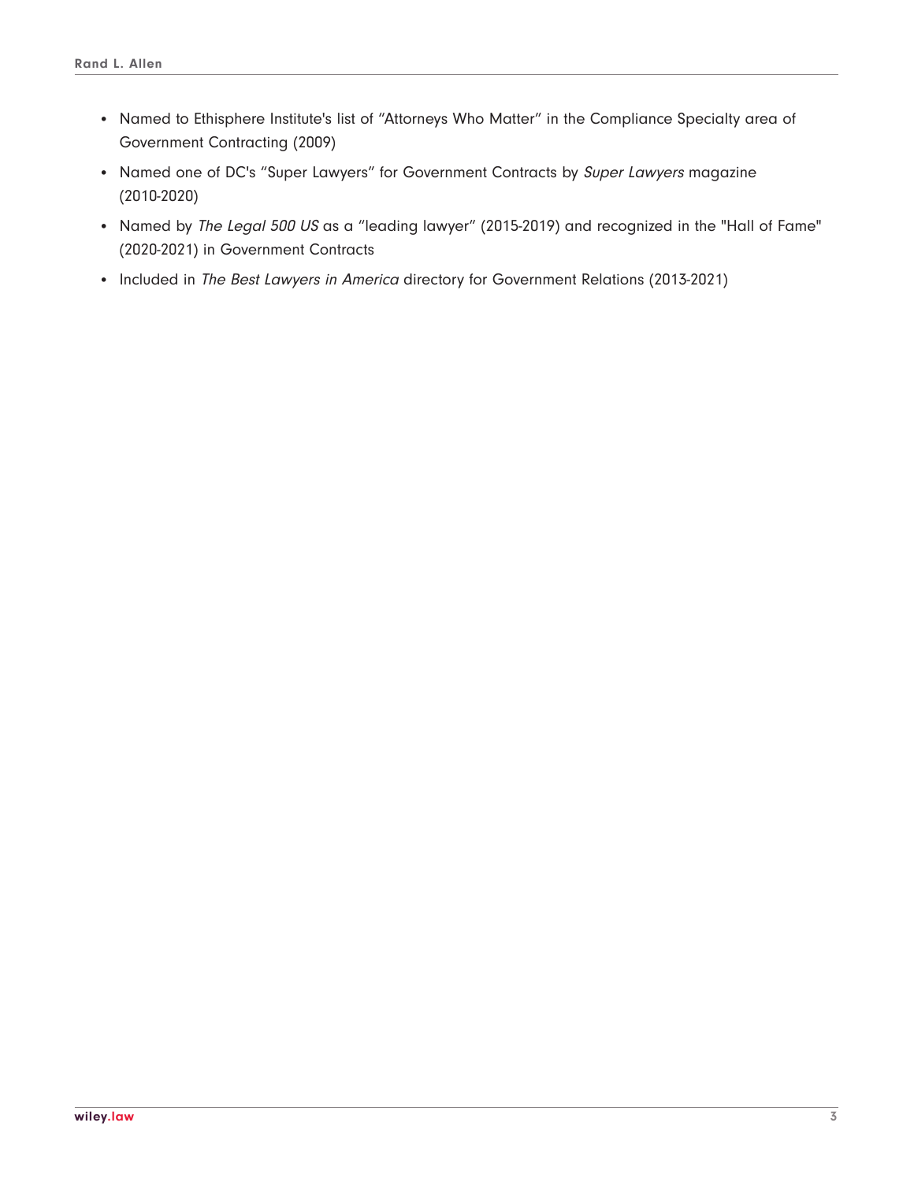- Named to Ethisphere Institute's list of “Attorneys Who Matter” in the Compliance Specialty area of Government Contracting (2009)
- Named one of DC's “Super Lawyers” for Government Contracts by *Super Lawyers* magazine (2010-2020)
- Named by *The Legal 500 US* as a “leading lawyer” (2015-2019) and recognized in the "Hall of Fame" (2020-2021) in Government Contracts
- Included in *The Best Lawyers in America* directory for Government Relations (2013-2021)